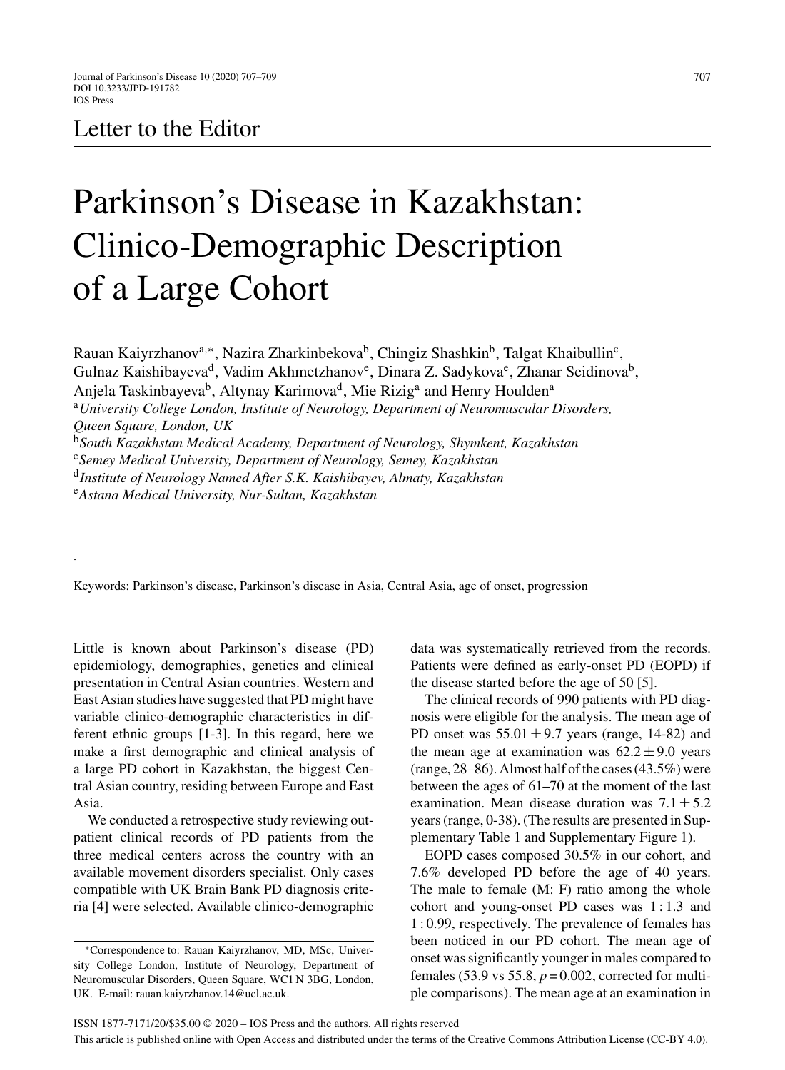Letter to the Editor

# Parkinson's Disease in Kazakhstan: Clinico-Demographic Description of a Large Cohort

Rauan Kaiyrzhanov[a,*], Nazira Zharkinbekova[b], Chingiz Shashkin[b], Talgat Khaibullin[c], Gulnaz Kaishibayeva[d], Vadim Akhmetzhanov[e], Dinara Z. Sadykova[e], Zhanar Seidinova[b], Anjela Taskinbayeva[b], Altynay Karimova[d], Mie Rizig[a] and Henry Houlden[a]

[a] *University College London, Institute of Neurology, Department of Neuromuscular Disorders, Queen Square, London, UK*
[b] *South Kazakhstan Medical Academy, Department of Neurology, Shymkent, Kazakhstan*
[c] *Semey Medical University, Department of Neurology, Semey, Kazakhstan*
[d] *Institute of Neurology Named After S.K. Kaishibayev, Almaty, Kazakhstan*
[e] *Astana Medical University, Nur-Sultan, Kazakhstan*

Keywords: Parkinson's disease, Parkinson's disease in Asia, Central Asia, age of onset, progression

Little is known about Parkinson's disease (PD) epidemiology, demographics, genetics and clinical presentation in Central Asian countries. Western and East Asian studies have suggested that PD might have variable clinico-demographic characteristics in different ethnic groups [1-3]. In this regard, here we make a first demographic and clinical analysis of a large PD cohort in Kazakhstan, the biggest Central Asian country, residing between Europe and East Asia.

We conducted a retrospective study reviewing outpatient clinical records of PD patients from the three medical centers across the country with an available movement disorders specialist. Only cases compatible with UK Brain Bank PD diagnosis criteria [4] were selected. Available clinico-demographic data was systematically retrieved from the records. Patients were defined as early-onset PD (EOPD) if the disease started before the age of 50 [5].

The clinical records of 990 patients with PD diagnosis were eligible for the analysis. The mean age of PD onset was $55.01 \pm 9.7$ years (range, 14-82) and the mean age at examination was $62.2 \pm 9.0$ years (range, 28–86). Almost half of the cases (43.5%) were between the ages of 61–70 at the moment of the last examination. Mean disease duration was $7.1 \pm 5.2$ years (range, 0-38). (The results are presented in Supplementary Table 1 and Supplementary Figure 1).

EOPD cases composed 30.5% in our cohort, and 7.6% developed PD before the age of 40 years. The male to female (M: F) ratio among the whole cohort and young-onset PD cases was 1 : 1.3 and 1 : 0.99, respectively. The prevalence of females has been noticed in our PD cohort. The mean age of onset was significantly younger in males compared to females (53.9 vs 55.8, $p = 0.002$, corrected for multiple comparisons). The mean age at an examination in

*Correspondence to: Rauan Kaiyrzhanov, MD, MSc, University College London, Institute of Neurology, Department of Neuromuscular Disorders, Queen Square, WC1 N 3BG, London, UK. E-mail: rauan.kaiyrzhanov.14@ucl.ac.uk.

ISSN 1877-7171/20/$35.00 © 2020 – IOS Press and the authors. All rights reserved
This article is published online with Open Access and distributed under the terms of the Creative Commons Attribution License (CC-BY 4.0).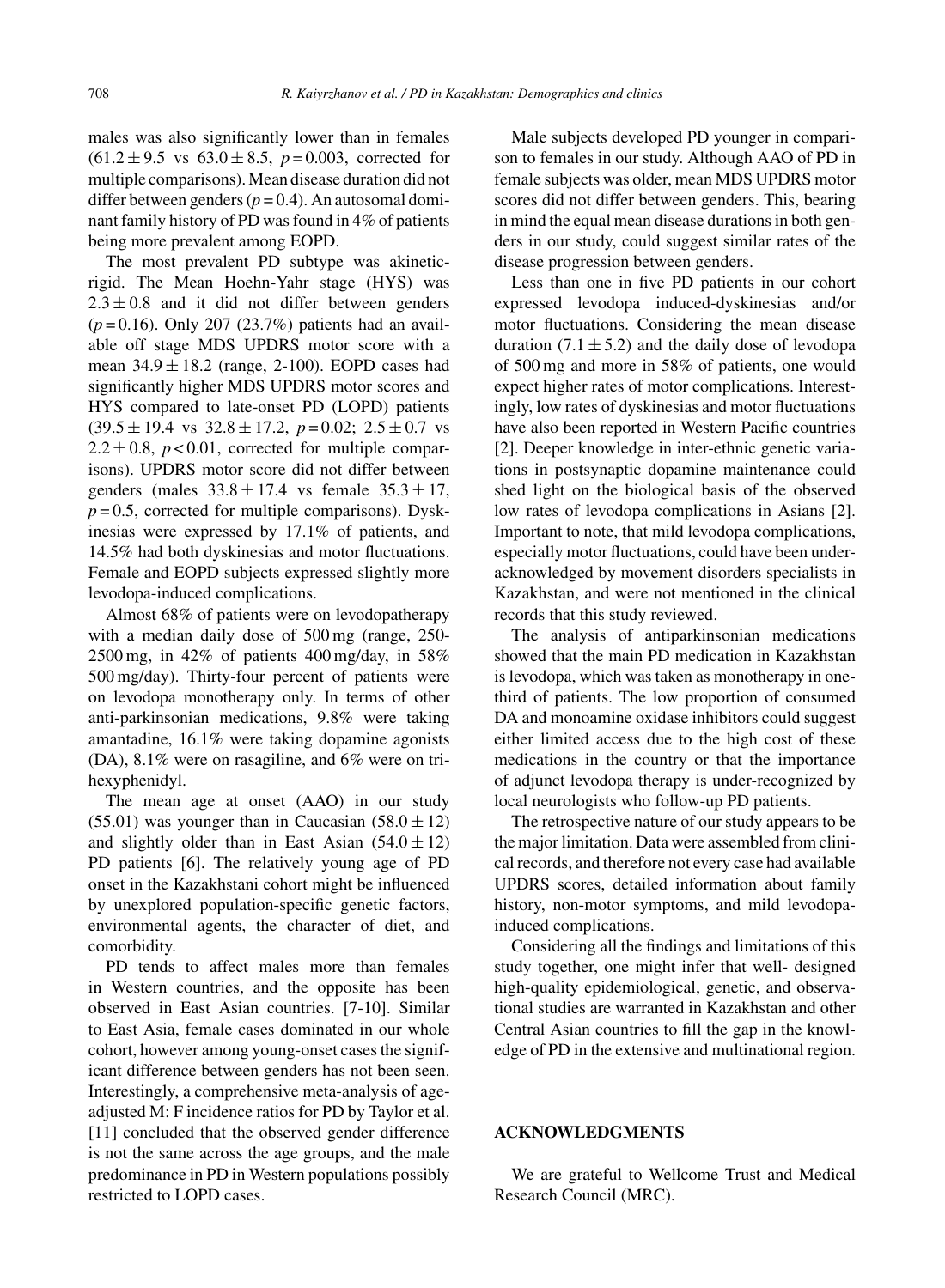males was also significantly lower than in females ($61.2 \pm 9.5$ vs $63.0 \pm 8.5$, $p = 0.003$, corrected for multiple comparisons). Mean disease duration did not differ between genders ($p = 0.4$). An autosomal dominant family history of PD was found in 4% of patients being more prevalent among EOPD.

The most prevalent PD subtype was akinetic-rigid. The Mean Hoehn-Yahr stage (HYS) was $2.3 \pm 0.8$ and it did not differ between genders ($p = 0.16$). Only 207 (23.7%) patients had an available off stage MDS UPDRS motor score with a mean $34.9 \pm 18.2$ (range, 2-100). EOPD cases had significantly higher MDS UPDRS motor scores and HYS compared to late-onset PD (LOPD) patients ($39.5 \pm 19.4$ vs $32.8 \pm 17.2$, $p = 0.02$; $2.5 \pm 0.7$ vs $2.2 \pm 0.8$, $p < 0.01$, corrected for multiple comparisons). UPDRS motor score did not differ between genders (males $33.8 \pm 17.4$ vs female $35.3 \pm 17$, $p = 0.5$, corrected for multiple comparisons). Dyskinesias were expressed by 17.1% of patients, and 14.5% had both dyskinesias and motor fluctuations. Female and EOPD subjects expressed slightly more levodopa-induced complications.

Almost 68% of patients were on levodopatherapy with a median daily dose of 500 mg (range, 250-2500 mg, in 42% of patients 400 mg/day, in 58% 500 mg/day). Thirty-four percent of patients were on levodopa monotherapy only. In terms of other anti-parkinsonian medications, 9.8% were taking amantadine, 16.1% were taking dopamine agonists (DA), 8.1% were on rasagiline, and 6% were on trihexyphenidyl.

The mean age at onset (AAO) in our study (55.01) was younger than in Caucasian ($58.0 \pm 12$) and slightly older than in East Asian ($54.0 \pm 12$) PD patients [6]. The relatively young age of PD onset in the Kazakhstani cohort might be influenced by unexplored population-specific genetic factors, environmental agents, the character of diet, and comorbidity.

PD tends to affect males more than females in Western countries, and the opposite has been observed in East Asian countries. [7-10]. Similar to East Asia, female cases dominated in our whole cohort, however among young-onset cases the significant difference between genders has not been seen. Interestingly, a comprehensive meta-analysis of age-adjusted M: F incidence ratios for PD by Taylor et al. [11] concluded that the observed gender difference is not the same across the age groups, and the male predominance in PD in Western populations possibly restricted to LOPD cases.

Male subjects developed PD younger in comparison to females in our study. Although AAO of PD in female subjects was older, mean MDS UPDRS motor scores did not differ between genders. This, bearing in mind the equal mean disease durations in both genders in our study, could suggest similar rates of the disease progression between genders.

Less than one in five PD patients in our cohort expressed levodopa induced-dyskinesias and/or motor fluctuations. Considering the mean disease duration ($7.1 \pm 5.2$) and the daily dose of levodopa of 500 mg and more in 58% of patients, one would expect higher rates of motor complications. Interestingly, low rates of dyskinesias and motor fluctuations have also been reported in Western Pacific countries [2]. Deeper knowledge in inter-ethnic genetic variations in postsynaptic dopamine maintenance could shed light on the biological basis of the observed low rates of levodopa complications in Asians [2]. Important to note, that mild levodopa complications, especially motor fluctuations, could have been under-acknowledged by movement disorders specialists in Kazakhstan, and were not mentioned in the clinical records that this study reviewed.

The analysis of antiparkinsonian medications showed that the main PD medication in Kazakhstan is levodopa, which was taken as monotherapy in one-third of patients. The low proportion of consumed DA and monoamine oxidase inhibitors could suggest either limited access due to the high cost of these medications in the country or that the importance of adjunct levodopa therapy is under-recognized by local neurologists who follow-up PD patients.

The retrospective nature of our study appears to be the major limitation. Data were assembled from clinical records, and therefore not every case had available UPDRS scores, detailed information about family history, non-motor symptoms, and mild levodopa-induced complications.

Considering all the findings and limitations of this study together, one might infer that well- designed high-quality epidemiological, genetic, and observational studies are warranted in Kazakhstan and other Central Asian countries to fill the gap in the knowledge of PD in the extensive and multinational region.

## ACKNOWLEDGMENTS

We are grateful to Wellcome Trust and Medical Research Council (MRC).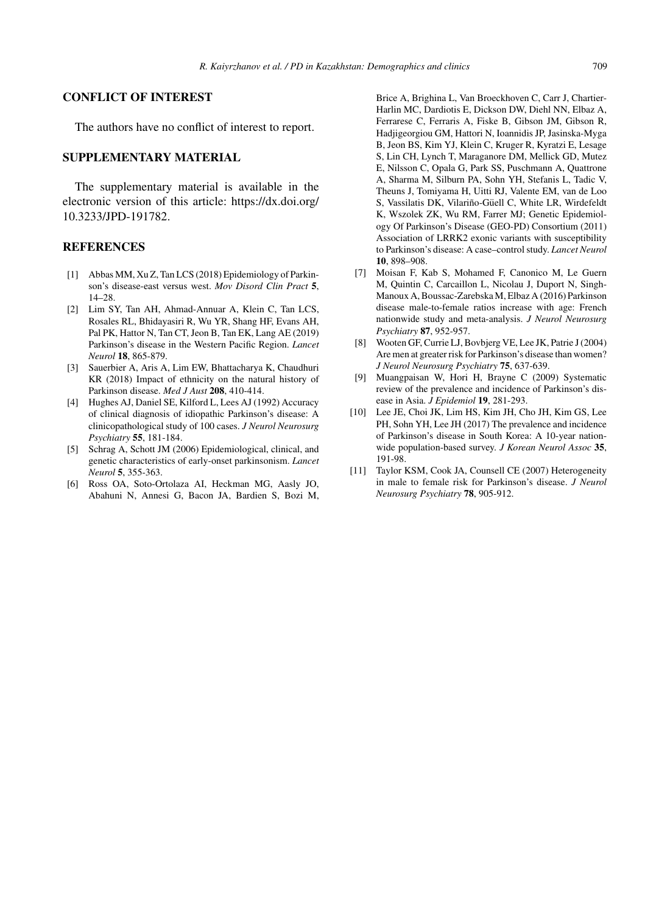## CONFLICT OF INTEREST

The authors have no conflict of interest to report.

## SUPPLEMENTARY MATERIAL

The supplementary material is available in the electronic version of this article: https://dx.doi.org/10.3233/JPD-191782.

## REFERENCES

[1] Abbas MM, Xu Z, Tan LCS (2018) Epidemiology of Parkinson's disease-east versus west. *Mov Disord Clin Pract* **5**, 14–28.

[2] Lim SY, Tan AH, Ahmad-Annuar A, Klein C, Tan LCS, Rosales RL, Bhidayasiri R, Wu YR, Shang HF, Evans AH, Pal PK, Hattor N, Tan CT, Jeon B, Tan EK, Lang AE (2019) Parkinson's disease in the Western Pacific Region. *Lancet Neurol* **18**, 865-879.

[3] Sauerbier A, Aris A, Lim EW, Bhattacharya K, Chaudhuri KR (2018) Impact of ethnicity on the natural history of Parkinson disease. *Med J Aust* **208**, 410-414.

[4] Hughes AJ, Daniel SE, Kilford L, Lees AJ (1992) Accuracy of clinical diagnosis of idiopathic Parkinson's disease: A clinicopathological study of 100 cases. *J Neurol Neurosurg Psychiatry* **55**, 181-184.

[5] Schrag A, Schott JM (2006) Epidemiological, clinical, and genetic characteristics of early-onset parkinsonism. *Lancet Neurol* **5**, 355-363.

[6] Ross OA, Soto-Ortolaza AI, Heckman MG, Aasly JO, Abahuni N, Annesi G, Bacon JA, Bardien S, Bozi M, Brice A, Brighina L, Van Broeckhoven C, Carr J, Chartier-Harlin MC, Dardiotis E, Dickson DW, Diehl NN, Elbaz A, Ferrarese C, Ferraris A, Fiske B, Gibson JM, Gibson R, Hadjigeorgiou GM, Hattori N, Ioannidis JP, Jasinska-Myga B, Jeon BS, Kim YJ, Klein C, Kruger R, Kyratzi E, Lesage S, Lin CH, Lynch T, Maraganore DM, Mellick GD, Mutez E, Nilsson C, Opala G, Park SS, Puschmann A, Quattrone A, Sharma M, Silburn PA, Sohn YH, Stefanis L, Tadic V, Theuns J, Tomiyama H, Uitti RJ, Valente EM, van de Loo S, Vassilatis DK, Vilariño-Güell C, White LR, Wirdefeldt K, Wszolek ZK, Wu RM, Farrer MJ; Genetic Epidemiology Of Parkinson's Disease (GEO-PD) Consortium (2011) Association of LRRK2 exonic variants with susceptibility to Parkinson's disease: A case–control study. *Lancet Neurol* **10**, 898–908.

[7] Moisan F, Kab S, Mohamed F, Canonico M, Le Guern M, Quintin C, Carcaillon L, Nicolau J, Duport N, Singh-Manoux A, Boussac-Zarebska M, Elbaz A (2016) Parkinson disease male-to-female ratios increase with age: French nationwide study and meta-analysis. *J Neurol Neurosurg Psychiatry* **87**, 952-957.

[8] Wooten GF, Currie LJ, Bovbjerg VE, Lee JK, Patrie J (2004) Are men at greater risk for Parkinson's disease than women? *J Neurol Neurosurg Psychiatry* **75**, 637-639.

[9] Muangpaisan W, Hori H, Brayne C (2009) Systematic review of the prevalence and incidence of Parkinson's disease in Asia. *J Epidemiol* **19**, 281-293.

[10] Lee JE, Choi JK, Lim HS, Kim JH, Cho JH, Kim GS, Lee PH, Sohn YH, Lee JH (2017) The prevalence and incidence of Parkinson's disease in South Korea: A 10-year nationwide population-based survey. *J Korean Neurol Assoc* **35**, 191-98.

[11] Taylor KSM, Cook JA, Counsell CE (2007) Heterogeneity in male to female risk for Parkinson's disease. *J Neurol Neurosurg Psychiatry* **78**, 905-912.